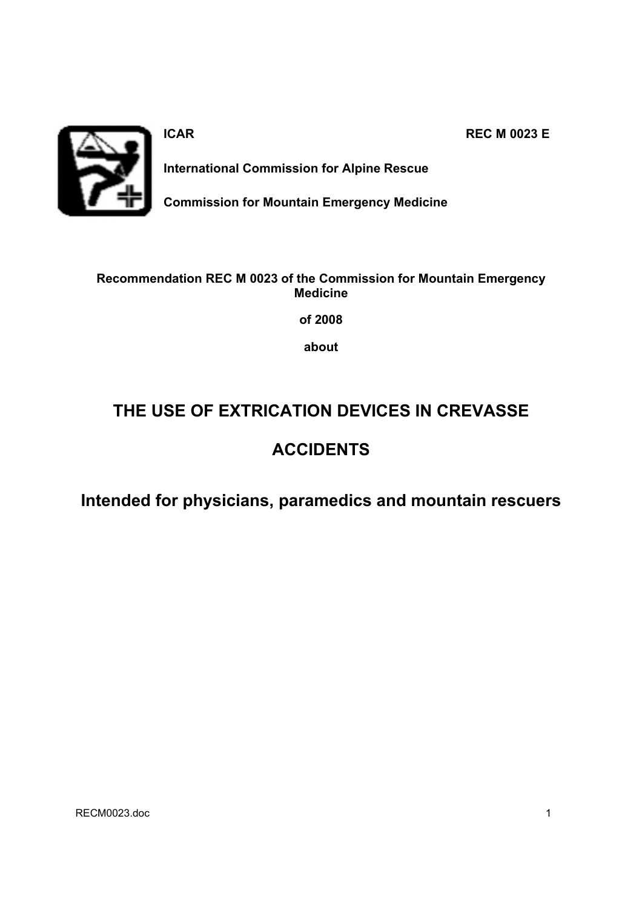**ICAR** **REC M 0023 E**

**International Commission for Alpine Rescue**

**Commission for Mountain Emergency Medicine**

**Recommendation REC M 0023 of the Commission for Mountain Emergency Medicine**

**of 2008**

**about**

# THE USE OF EXTRICATION DEVICES IN CREVASSE ACCIDENTS

## Intended for physicians, paramedics and mountain rescuers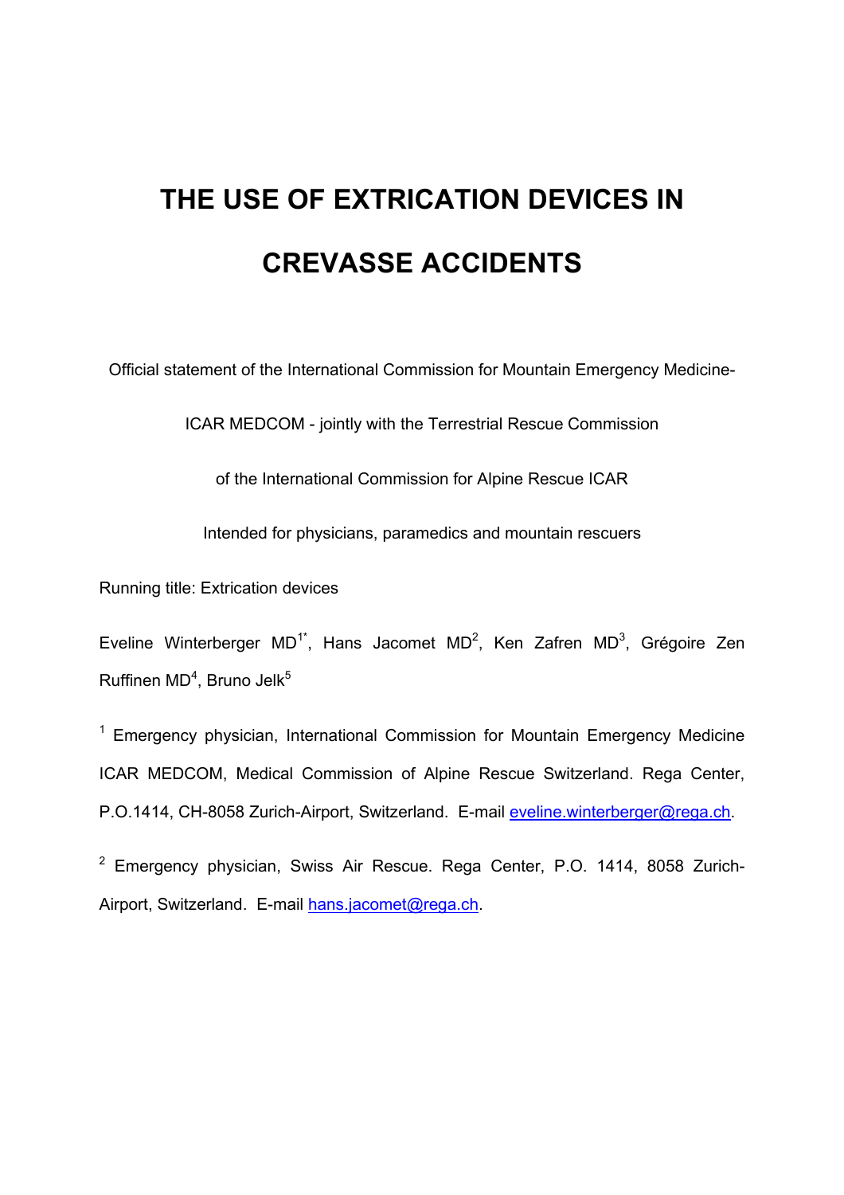# THE USE OF EXTRICATION DEVICES IN CREVASSE ACCIDENTS

Official statement of the International Commission for Mountain Emergency Medicine-

ICAR MEDCOM - jointly with the Terrestrial Rescue Commission

of the International Commission for Alpine Rescue ICAR

Intended for physicians, paramedics and mountain rescuers

Running title: Extrication devices

Eveline Winterberger MD[1*], Hans Jacomet MD[2], Ken Zafren MD[3], Grégoire Zen Ruffinen MD[4], Bruno Jelk[5]

[1] Emergency physician, International Commission for Mountain Emergency Medicine ICAR MEDCOM, Medical Commission of Alpine Rescue Switzerland. Rega Center, P.O.1414, CH-8058 Zurich-Airport, Switzerland. E-mail eveline.winterberger@rega.ch.

[2] Emergency physician, Swiss Air Rescue. Rega Center, P.O. 1414, 8058 Zurich-Airport, Switzerland. E-mail hans.jacomet@rega.ch.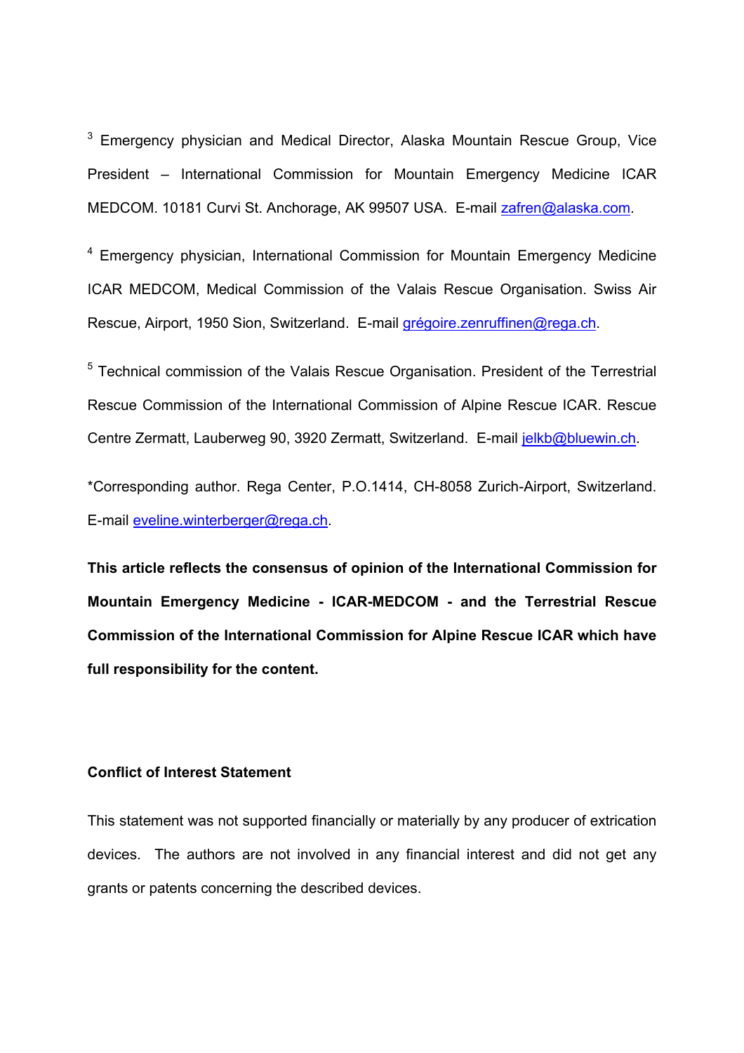[3] Emergency physician and Medical Director, Alaska Mountain Rescue Group, Vice President – International Commission for Mountain Emergency Medicine ICAR MEDCOM. 10181 Curvi St. Anchorage, AK 99507 USA. E-mail zafren@alaska.com.

[4] Emergency physician, International Commission for Mountain Emergency Medicine ICAR MEDCOM, Medical Commission of the Valais Rescue Organisation. Swiss Air Rescue, Airport, 1950 Sion, Switzerland. E-mail grégoire.zenruffinen@rega.ch.

[5] Technical commission of the Valais Rescue Organisation. President of the Terrestrial Rescue Commission of the International Commission of Alpine Rescue ICAR. Rescue Centre Zermatt, Lauberweg 90, 3920 Zermatt, Switzerland. E-mail jelkb@bluewin.ch.

*Corresponding author. Rega Center, P.O.1414, CH-8058 Zurich-Airport, Switzerland. E-mail eveline.winterberger@rega.ch.

**This article reflects the consensus of opinion of the International Commission for Mountain Emergency Medicine - ICAR-MEDCOM - and the Terrestrial Rescue Commission of the International Commission for Alpine Rescue ICAR which have full responsibility for the content.**

**Conflict of Interest Statement**

This statement was not supported financially or materially by any producer of extrication devices. The authors are not involved in any financial interest and did not get any grants or patents concerning the described devices.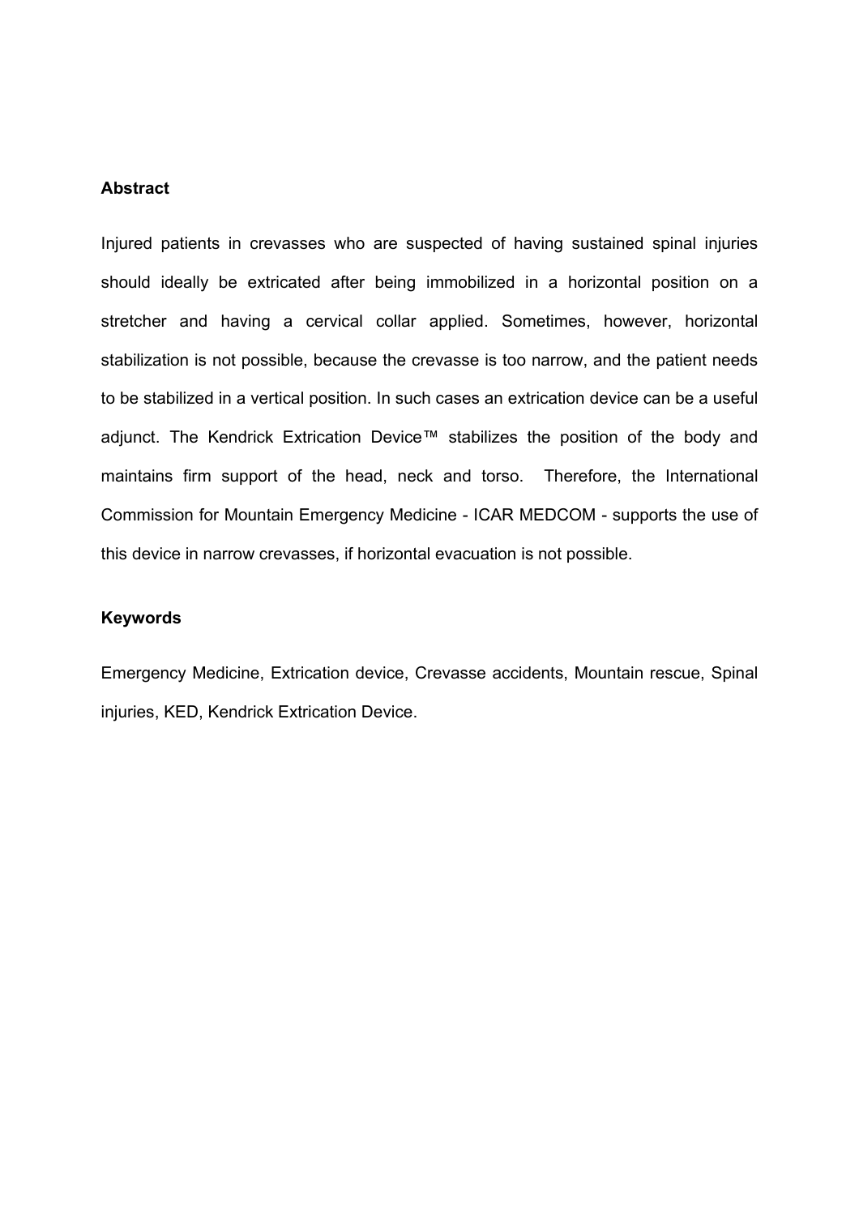## Abstract

Injured patients in crevasses who are suspected of having sustained spinal injuries should ideally be extricated after being immobilized in a horizontal position on a stretcher and having a cervical collar applied. Sometimes, however, horizontal stabilization is not possible, because the crevasse is too narrow, and the patient needs to be stabilized in a vertical position. In such cases an extrication device can be a useful adjunct. The Kendrick Extrication Device™ stabilizes the position of the body and maintains firm support of the head, neck and torso. Therefore, the International Commission for Mountain Emergency Medicine - ICAR MEDCOM - supports the use of this device in narrow crevasses, if horizontal evacuation is not possible.

## Keywords

Emergency Medicine, Extrication device, Crevasse accidents, Mountain rescue, Spinal injuries, KED, Kendrick Extrication Device.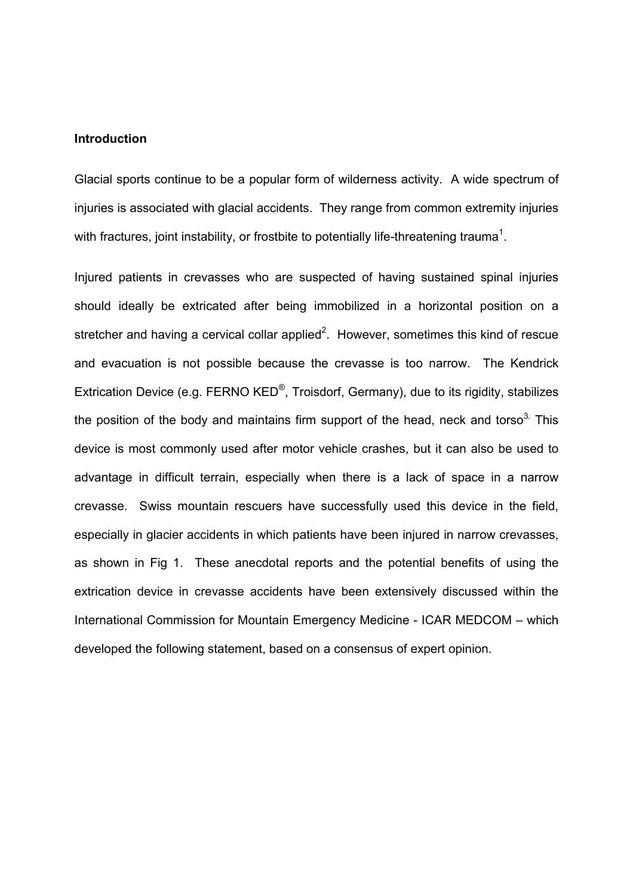**Introduction**

Glacial sports continue to be a popular form of wilderness activity. A wide spectrum of injuries is associated with glacial accidents. They range from common extremity injuries with fractures, joint instability, or frostbite to potentially life-threatening trauma[1].

Injured patients in crevasses who are suspected of having sustained spinal injuries should ideally be extricated after being immobilized in a horizontal position on a stretcher and having a cervical collar applied[2]. However, sometimes this kind of rescue and evacuation is not possible because the crevasse is too narrow. The Kendrick Extrication Device (e.g. FERNO KED®, Troisdorf, Germany), due to its rigidity, stabilizes the position of the body and maintains firm support of the head, neck and torso[3]. This device is most commonly used after motor vehicle crashes, but it can also be used to advantage in difficult terrain, especially when there is a lack of space in a narrow crevasse. Swiss mountain rescuers have successfully used this device in the field, especially in glacier accidents in which patients have been injured in narrow crevasses, as shown in Fig 1. These anecdotal reports and the potential benefits of using the extrication device in crevasse accidents have been extensively discussed within the International Commission for Mountain Emergency Medicine - ICAR MEDCOM – which developed the following statement, based on a consensus of expert opinion.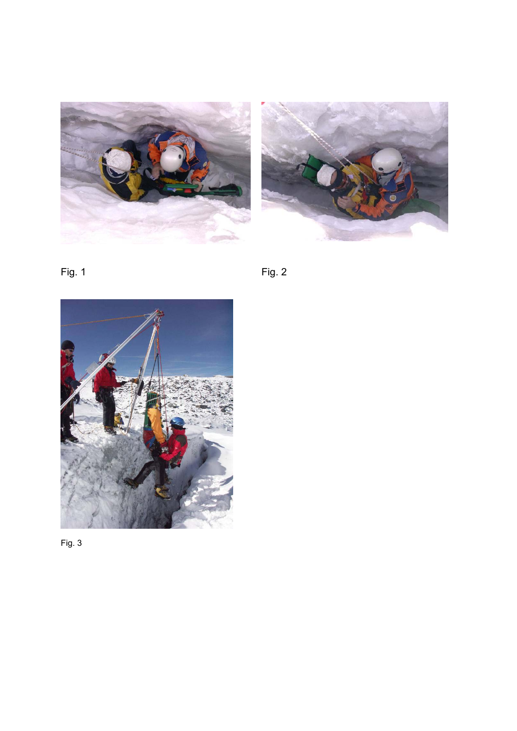Fig. 1

Fig. 2

Fig. 3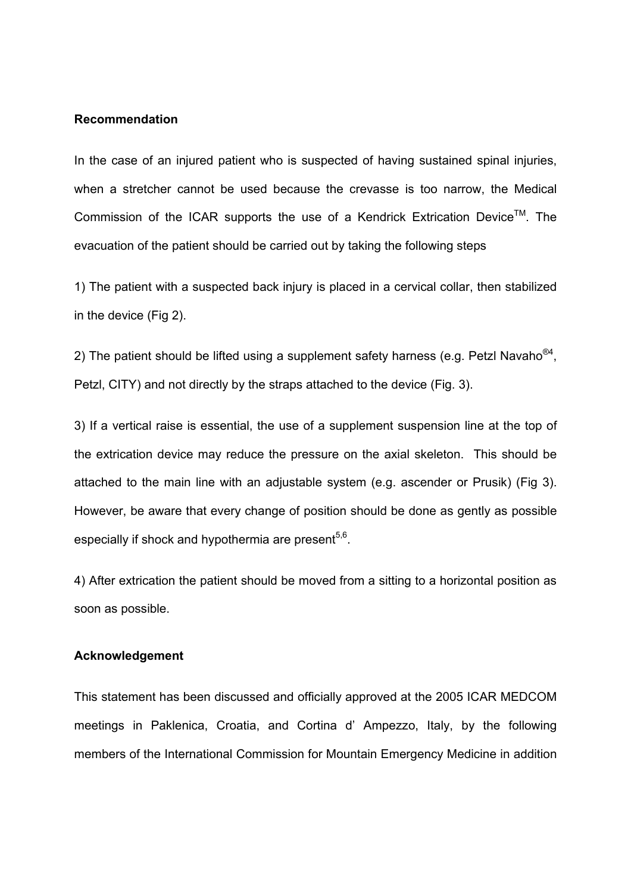**Recommendation**

In the case of an injured patient who is suspected of having sustained spinal injuries, when a stretcher cannot be used because the crevasse is too narrow, the Medical Commission of the ICAR supports the use of a Kendrick Extrication Device$^{TM}$. The evacuation of the patient should be carried out by taking the following steps

1) The patient with a suspected back injury is placed in a cervical collar, then stabilized in the device (Fig 2).

2) The patient should be lifted using a supplement safety harness (e.g. Petzl Navaho®[4], Petzl, CITY) and not directly by the straps attached to the device (Fig. 3).

3) If a vertical raise is essential, the use of a supplement suspension line at the top of the extrication device may reduce the pressure on the axial skeleton. This should be attached to the main line with an adjustable system (e.g. ascender or Prusik) (Fig 3). However, be aware that every change of position should be done as gently as possible especially if shock and hypothermia are present[5,6].

4) After extrication the patient should be moved from a sitting to a horizontal position as soon as possible.

**Acknowledgement**

This statement has been discussed and officially approved at the 2005 ICAR MEDCOM meetings in Paklenica, Croatia, and Cortina d' Ampezzo, Italy, by the following members of the International Commission for Mountain Emergency Medicine in addition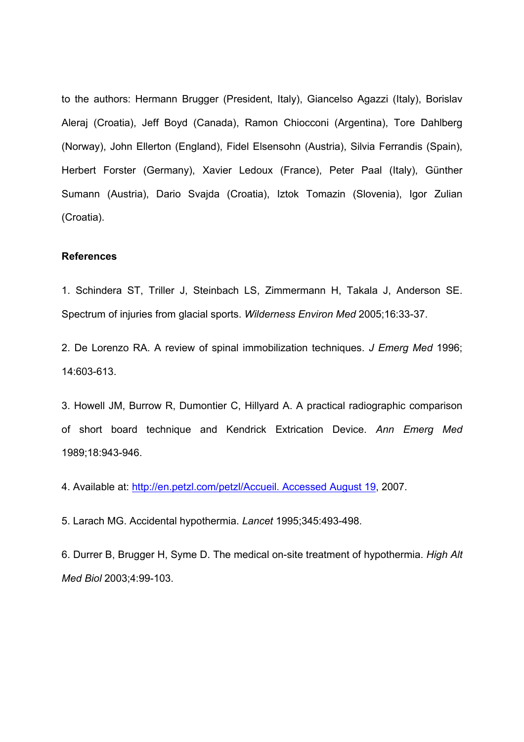to the authors: Hermann Brugger (President, Italy), Giancelso Agazzi (Italy), Borislav Aleraj (Croatia), Jeff Boyd (Canada), Ramon Chiocconi (Argentina), Tore Dahlberg (Norway), John Ellerton (England), Fidel Elsensohn (Austria), Silvia Ferrandis (Spain), Herbert Forster (Germany), Xavier Ledoux (France), Peter Paal (Italy), Günther Sumann (Austria), Dario Svajda (Croatia), Iztok Tomazin (Slovenia), Igor Zulian (Croatia).

**References**

1. Schindera ST, Triller J, Steinbach LS, Zimmermann H, Takala J, Anderson SE. Spectrum of injuries from glacial sports. *Wilderness Environ Med* 2005;16:33-37.

2. De Lorenzo RA. A review of spinal immobilization techniques. *J Emerg Med* 1996; 14:603-613.

3. Howell JM, Burrow R, Dumontier C, Hillyard A. A practical radiographic comparison of short board technique and Kendrick Extrication Device. *Ann Emerg Med* 1989;18:943-946.

4. Available at: http://en.petzl.com/petzl/Accueil. Accessed August 19, 2007.

5. Larach MG. Accidental hypothermia. *Lancet* 1995;345:493-498.

6. Durrer B, Brugger H, Syme D. The medical on-site treatment of hypothermia. *High Alt Med Biol* 2003;4:99-103.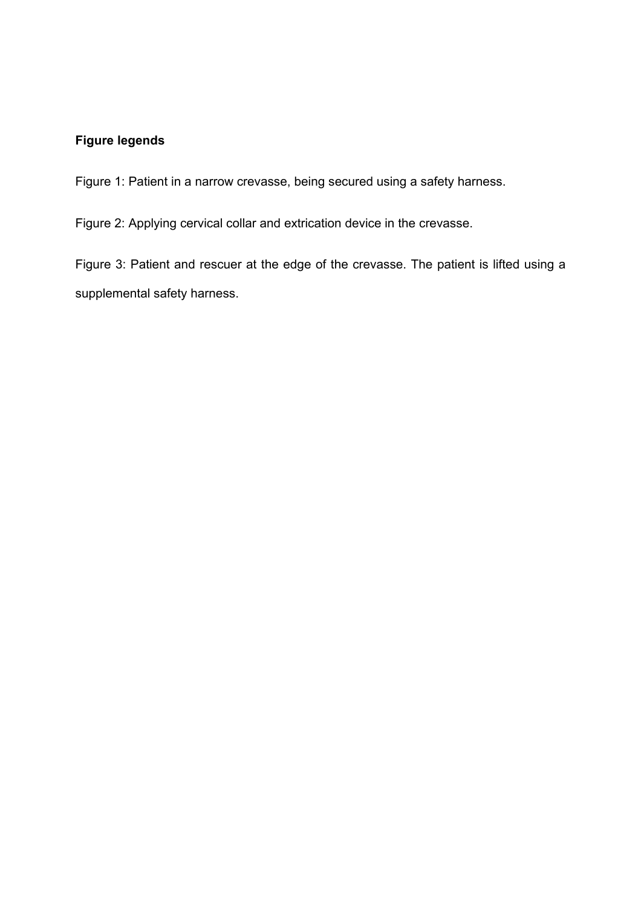**Figure legends**

Figure 1: Patient in a narrow crevasse, being secured using a safety harness.

Figure 2: Applying cervical collar and extrication device in the crevasse.

Figure 3: Patient and rescuer at the edge of the crevasse. The patient is lifted using a supplemental safety harness.